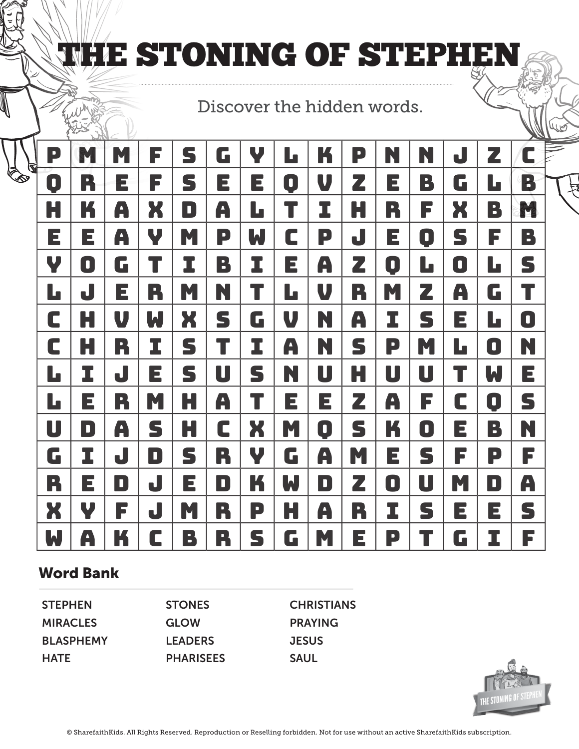# THE STONING OF STEPHEN

Discover the hidden words.

| | | | | | | | | | | | | | | |
|---|---|---|---|---|---|---|---|---|---|---|---|---|---|---|
| P | M | M | F | S | G | Y | L | K | P | N | N | J | Z | C |
| Q | R | E | F | S | E | E | Q | V | Z | E | B | G | L | B |
| H | K | A | X | D | A | L | T | I | H | R | F | X | B | M |
| E | E | A | Y | M | P | W | C | P | J | E | Q | S | F | B |
| Y | O | G | T | I | B | I | E | A | Z | Q | L | O | L | S |
| L | J | E | R | M | N | T | L | V | R | M | Z | A | G | T |
| C | H | V | W | X | S | G | V | N | A | I | S | E | L | O |
| C | H | R | I | S | T | I | A | N | S | P | M | L | O | N |
| L | I | J | E | S | U | S | N | U | H | U | U | T | W | E |
| L | E | R | M | H | A | T | E | E | Z | A | F | C | Q | S |
| U | D | A | S | H | C | X | M | Q | S | K | O | E | B | N |
| G | I | J | D | S | R | Y | G | A | M | E | S | F | P | F |
| R | E | D | J | E | D | K | W | D | Z | O | U | M | D | A |
| X | Y | F | J | M | R | P | H | A | R | I | S | E | E | S |
| W | A | K | C | B | R | S | G | M | E | P | T | G | I | F |

## Word Bank

| | | |
|---|---|---|
| STEPHEN | STONES | CHRISTIANS |
| MIRACLES | GLOW | PRAYING |
| BLASPHEMY | LEADERS | JESUS |
| HATE | PHARISEES | SAUL |

© SharefaithKids. All Rights Reserved. Reproduction or Reselling forbidden. Not for use without an active SharefaithKids subscription.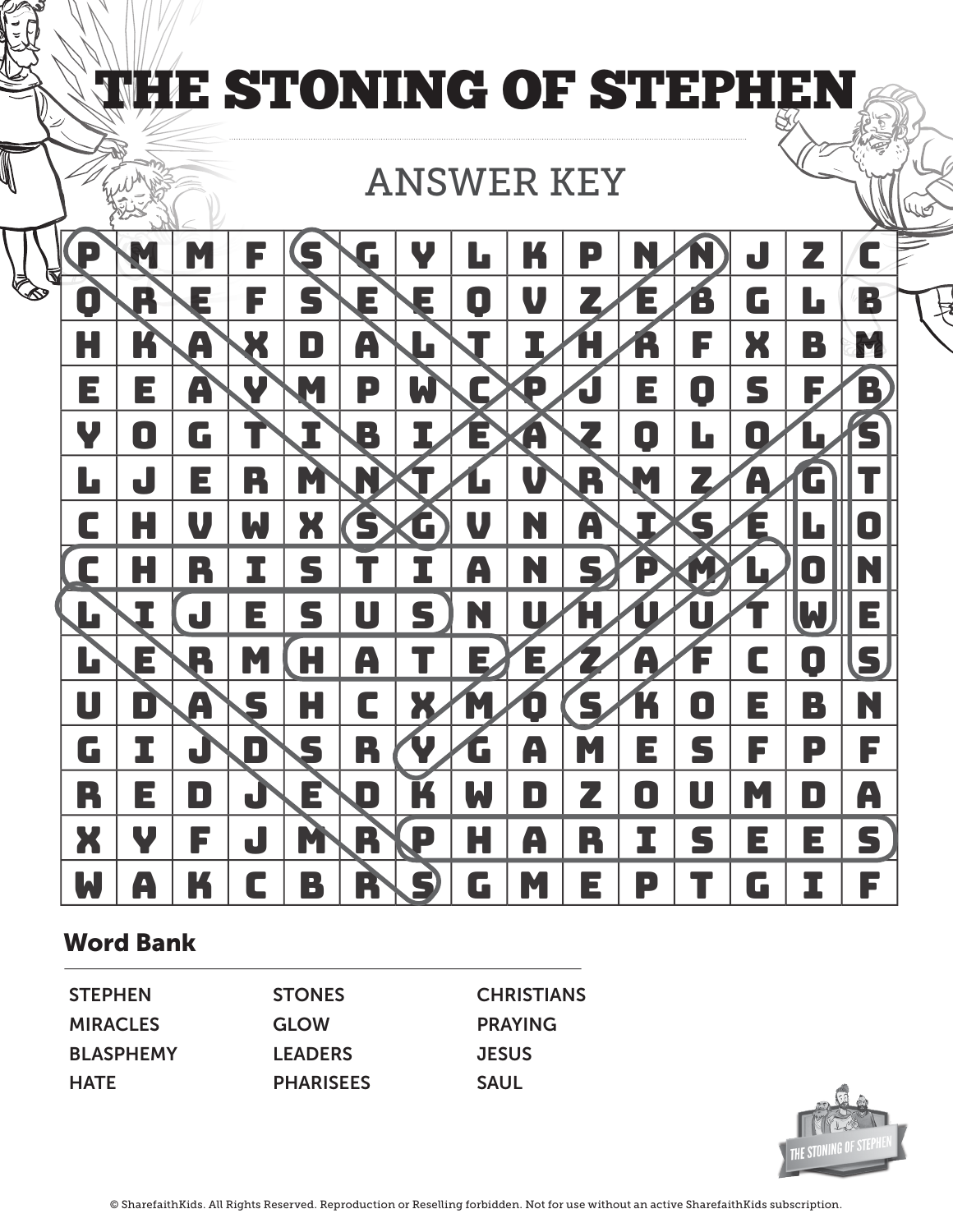# THE STONING OF STEPHEN

## ANSWER KEY

| | | | | | | | | | | | | | | |
|---|---|---|---|---|---|---|---|---|---|---|---|---|---|---|
| P | M | M | F | S | G | Y | L | K | P | N | N | J | Z | C |
| Q | R | E | F | S | E | E | Q | V | Z | E | B | G | L | B |
| H | K | A | X | D | A | L | T | I | H | R | F | X | B | M |
| E | E | A | Y | M | P | W | C | P | J | E | Q | S | F | B |
| Y | O | G | T | I | B | I | E | A | Z | Q | L | O | L | S |
| L | J | E | R | M | N | T | L | V | R | M | Z | A | G | T |
| C | H | V | W | X | S | G | V | N | A | I | S | E | L | O |
| C | H | R | I | S | T | I | A | N | S | P | M | L | O | N |
| L | I | J | E | S | U | S | N | U | H | U | U | T | W | E |
| L | E | R | M | H | A | T | E | E | Z | A | F | C | Q | S |
| U | D | A | S | H | C | X | M | Q | S | K | O | E | B | N |
| G | I | J | D | S | R | Y | G | A | M | E | S | F | P | F |
| R | E | D | J | E | D | K | W | D | Z | O | U | M | D | A |
| X | Y | F | J | M | R | P | H | A | R | I | S | E | E | S |
| W | A | K | C | B | R | S | G | M | E | P | T | G | I | F |

### Word Bank

- STEPHEN
- MIRACLES
- BLASPHEMY
- HATE
- STONES
- GLOW
- LEADERS
- PHARISEES
- CHRISTIANS
- PRAYING
- JESUS
- SAUL

© SharefaithKids. All Rights Reserved. Reproduction or Reselling forbidden. Not for use without an active SharefaithKids subscription.